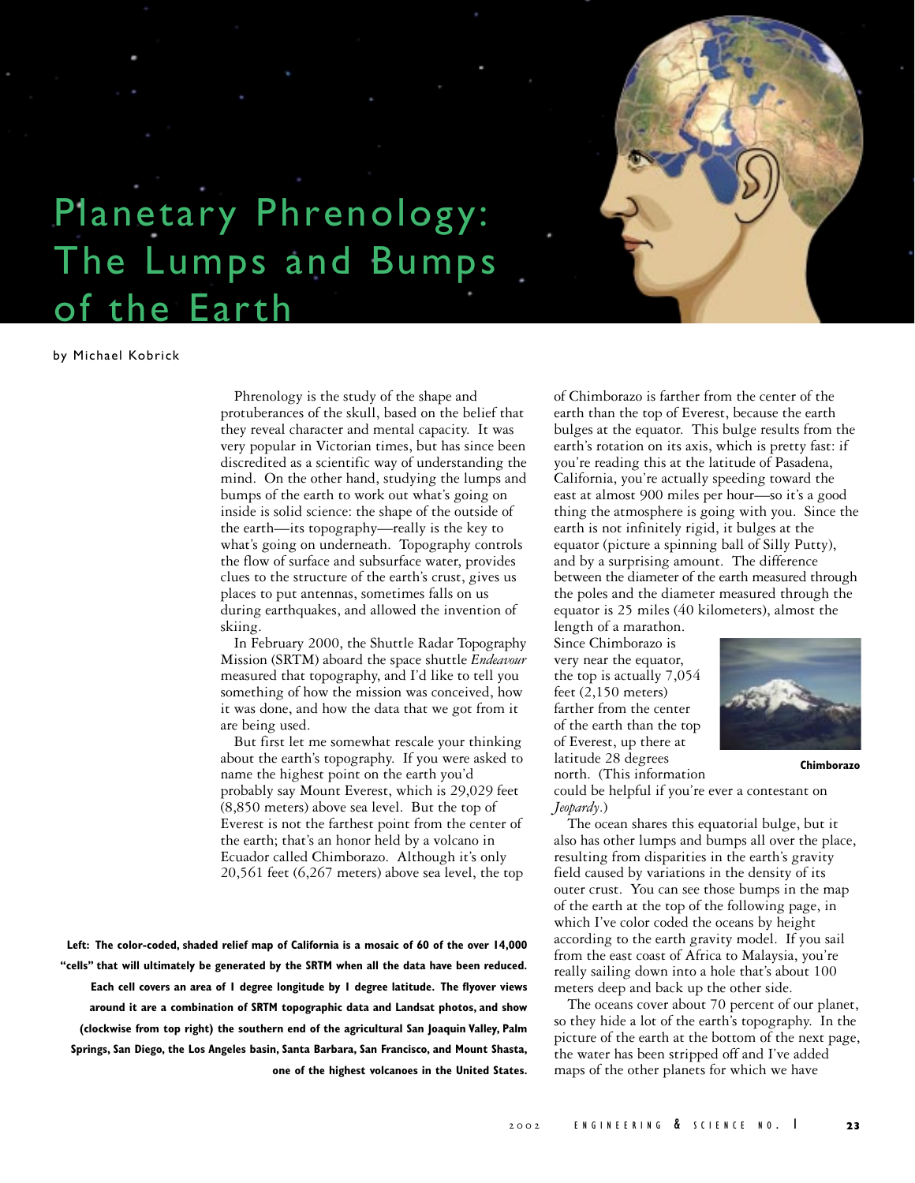# Planetary Phrenology: The Lumps and Bumps of the Earth

by Michael Kobrick

Phrenology is the study of the shape and protuberances of the skull, based on the belief that they reveal character and mental capacity. It was very popular in Victorian times, but has since been discredited as a scientific way of understanding the mind. On the other hand, studying the lumps and bumps of the earth to work out what's going on inside is solid science: the shape of the outside of the earth—its topography—really is the key to what's going on underneath. Topography controls the flow of surface and subsurface water, provides clues to the structure of the earth's crust, gives us places to put antennas, sometimes falls on us during earthquakes, and allowed the invention of skiing.

In February 2000, the Shuttle Radar Topography Mission (SRTM) aboard the space shuttle *Endeavour* measured that topography, and I'd like to tell you something of how the mission was conceived, how it was done, and how the data that we got from it are being used.

But first let me somewhat rescale your thinking about the earth's topography. If you were asked to name the highest point on the earth you'd probably say Mount Everest, which is 29,029 feet (8,850 meters) above sea level. But the top of Everest is not the farthest point from the center of the earth; that's an honor held by a volcano in Ecuador called Chimborazo. Although it's only 20,561 feet (6,267 meters) above sea level, the top of Chimborazo is farther from the center of the earth than the top of Everest, because the earth bulges at the equator. This bulge results from the earth's rotation on its axis, which is pretty fast: if you're reading this at the latitude of Pasadena, California, you're actually speeding toward the east at almost 900 miles per hour—so it's a good thing the atmosphere is going with you. Since the earth is not infinitely rigid, it bulges at the equator (picture a spinning ball of Silly Putty), and by a surprising amount. The difference between the diameter of the earth measured through the poles and the diameter measured through the equator is 25 miles (40 kilometers), almost the length of a marathon. Since Chimborazo is very near the equator, the top is actually 7,054 feet (2,150 meters) farther from the center of the earth than the top of Everest, up there at latitude 28 degrees north. (This information could be helpful if you're ever a contestant on *Jeopardy*.)

**Chimborazo**

The ocean shares this equatorial bulge, but it also has other lumps and bumps all over the place, resulting from disparities in the earth's gravity field caused by variations in the density of its outer crust. You can see those bumps in the map of the earth at the top of the following page, in which I've color coded the oceans by height according to the earth gravity model. If you sail from the east coast of Africa to Malaysia, you're really sailing down into a hole that's about 100 meters deep and back up the other side.

The oceans cover about 70 percent of our planet, so they hide a lot of the earth's topography. In the picture of the earth at the bottom of the next page, the water has been stripped off and I've added maps of the other planets for which we have

**Left: The color-coded, shaded relief map of California is a mosaic of 60 of the over 14,000 "cells" that will ultimately be generated by the SRTM when all the data have been reduced. Each cell covers an area of 1 degree longitude by 1 degree latitude. The flyover views around it are a combination of SRTM topographic data and Landsat photos, and show (clockwise from top right) the southern end of the agricultural San Joaquin Valley, Palm Springs, San Diego, the Los Angeles basin, Santa Barbara, San Francisco, and Mount Shasta, one of the highest volcanoes in the United States.**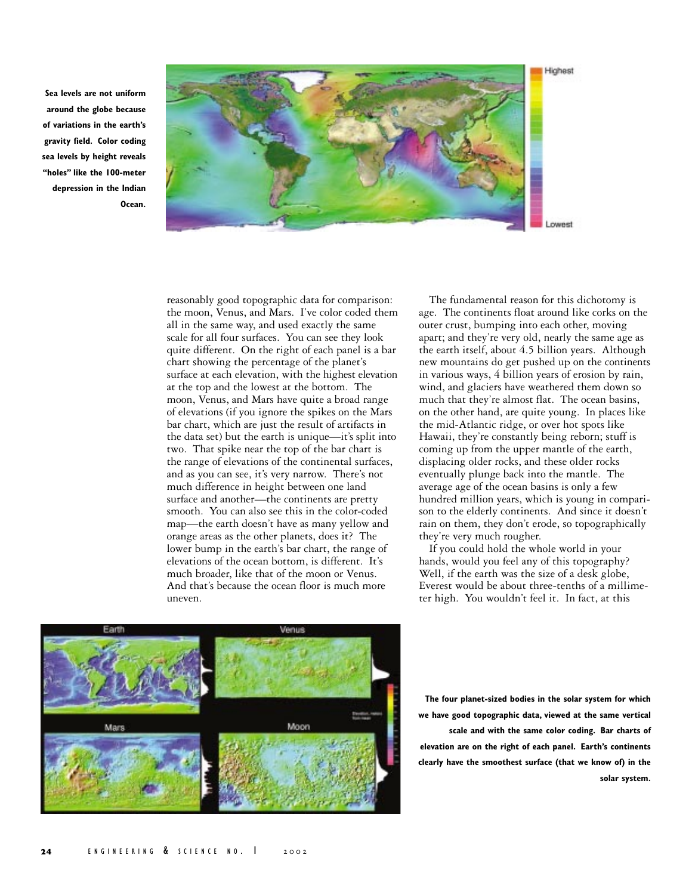Sea levels are not uniform around the globe because of variations in the earth's gravity field. Color coding sea levels by height reveals "holes" like the 100-meter depression in the Indian Ocean.

reasonably good topographic data for comparison: the moon, Venus, and Mars. I've color coded them all in the same way, and used exactly the same scale for all four surfaces. You can see they look quite different. On the right of each panel is a bar chart showing the percentage of the planet's surface at each elevation, with the highest elevation at the top and the lowest at the bottom. The moon, Venus, and Mars have quite a broad range of elevations (if you ignore the spikes on the Mars bar chart, which are just the result of artifacts in the data set) but the earth is unique—it's split into two. That spike near the top of the bar chart is the range of elevations of the continental surfaces, and as you can see, it's very narrow. There's not much difference in height between one land surface and another—the continents are pretty smooth. You can also see this in the color-coded map—the earth doesn't have as many yellow and orange areas as the other planets, does it? The lower bump in the earth's bar chart, the range of elevations of the ocean bottom, is different. It's much broader, like that of the moon or Venus. And that's because the ocean floor is much more uneven.

The fundamental reason for this dichotomy is age. The continents float around like corks on the outer crust, bumping into each other, moving apart; and they're very old, nearly the same age as the earth itself, about 4.5 billion years. Although new mountains do get pushed up on the continents in various ways, 4 billion years of erosion by rain, wind, and glaciers have weathered them down so much that they're almost flat. The ocean basins, on the other hand, are quite young. In places like the mid-Atlantic ridge, or over hot spots like Hawaii, they're constantly being reborn; stuff is coming up from the upper mantle of the earth, displacing older rocks, and these older rocks eventually plunge back into the mantle. The average age of the ocean basins is only a few hundred million years, which is young in comparison to the elderly continents. And since it doesn't rain on them, they don't erode, so topographically they're very much rougher.

If you could hold the whole world in your hands, would you feel any of this topography? Well, if the earth was the size of a desk globe, Everest would be about three-tenths of a millimeter high. You wouldn't feel it. In fact, at this

The four planet-sized bodies in the solar system for which we have good topographic data, viewed at the same vertical scale and with the same color coding. Bar charts of elevation are on the right of each panel. Earth's continents clearly have the smoothest surface (that we know of) in the solar system.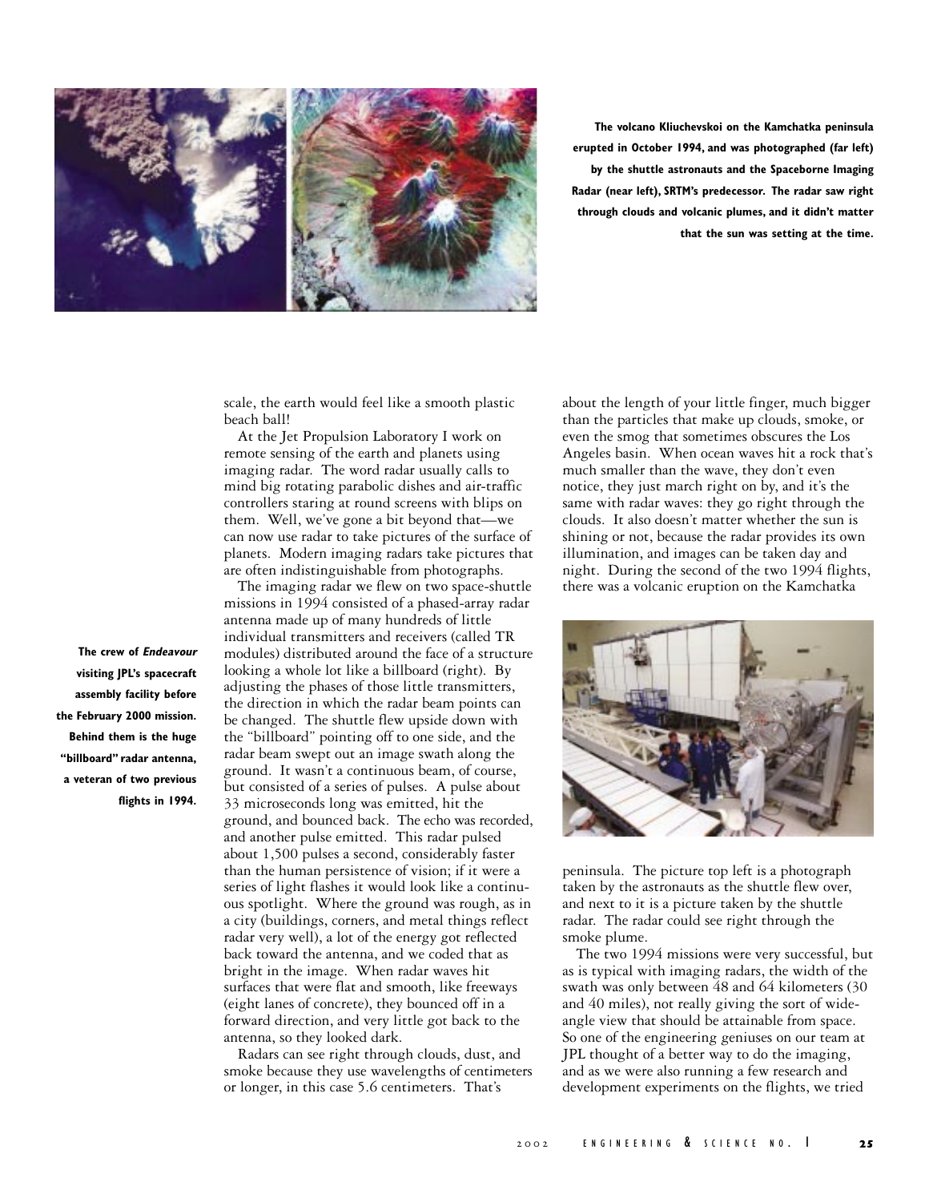**The volcano Kliuchevskoi on the Kamchatka peninsula erupted in October 1994, and was photographed (far left) by the shuttle astronauts and the Spaceborne Imaging Radar (near left), SRTM's predecessor. The radar saw right through clouds and volcanic plumes, and it didn't matter that the sun was setting at the time.**

scale, the earth would feel like a smooth plastic beach ball!

At the Jet Propulsion Laboratory I work on remote sensing of the earth and planets using imaging radar. The word radar usually calls to mind big rotating parabolic dishes and air-traffic controllers staring at round screens with blips on them. Well, we've gone a bit beyond that—we can now use radar to take pictures of the surface of planets. Modern imaging radars take pictures that are often indistinguishable from photographs.

The imaging radar we flew on two space-shuttle missions in 1994 consisted of a phased-array radar antenna made up of many hundreds of little individual transmitters and receivers (called TR modules) distributed around the face of a structure looking a whole lot like a billboard (right). By adjusting the phases of those little transmitters, the direction in which the radar beam points can be changed. The shuttle flew upside down with the "billboard" pointing off to one side, and the radar beam swept out an image swath along the ground. It wasn't a continuous beam, of course, but consisted of a series of pulses. A pulse about 33 microseconds long was emitted, hit the ground, and bounced back. The echo was recorded, and another pulse emitted. This radar pulsed about 1,500 pulses a second, considerably faster than the human persistence of vision; if it were a series of light flashes it would look like a continuous spotlight. Where the ground was rough, as in a city (buildings, corners, and metal things reflect radar very well), a lot of the energy got reflected back toward the antenna, and we coded that as bright in the image. When radar waves hit surfaces that were flat and smooth, like freeways (eight lanes of concrete), they bounced off in a forward direction, and very little got back to the antenna, so they looked dark.

Radars can see right through clouds, dust, and smoke because they use wavelengths of centimeters or longer, in this case 5.6 centimeters. That's about the length of your little finger, much bigger than the particles that make up clouds, smoke, or even the smog that sometimes obscures the Los Angeles basin. When ocean waves hit a rock that's much smaller than the wave, they don't even notice, they just march right on by, and it's the same with radar waves: they go right through the clouds. It also doesn't matter whether the sun is shining or not, because the radar provides its own illumination, and images can be taken day and night. During the second of the two 1994 flights, there was a volcanic eruption on the Kamchatka peninsula. The picture top left is a photograph taken by the astronauts as the shuttle flew over, and next to it is a picture taken by the shuttle radar. The radar could see right through the smoke plume.

**The crew of *Endeavour* visiting JPL's spacecraft assembly facility before the February 2000 mission. Behind them is the huge "billboard" radar antenna, a veteran of two previous flights in 1994.**

The two 1994 missions were very successful, but as is typical with imaging radars, the width of the swath was only between 48 and 64 kilometers (30 and 40 miles), not really giving the sort of wide-angle view that should be attainable from space. So one of the engineering geniuses on our team at JPL thought of a better way to do the imaging, and as we were also running a few research and development experiments on the flights, we tried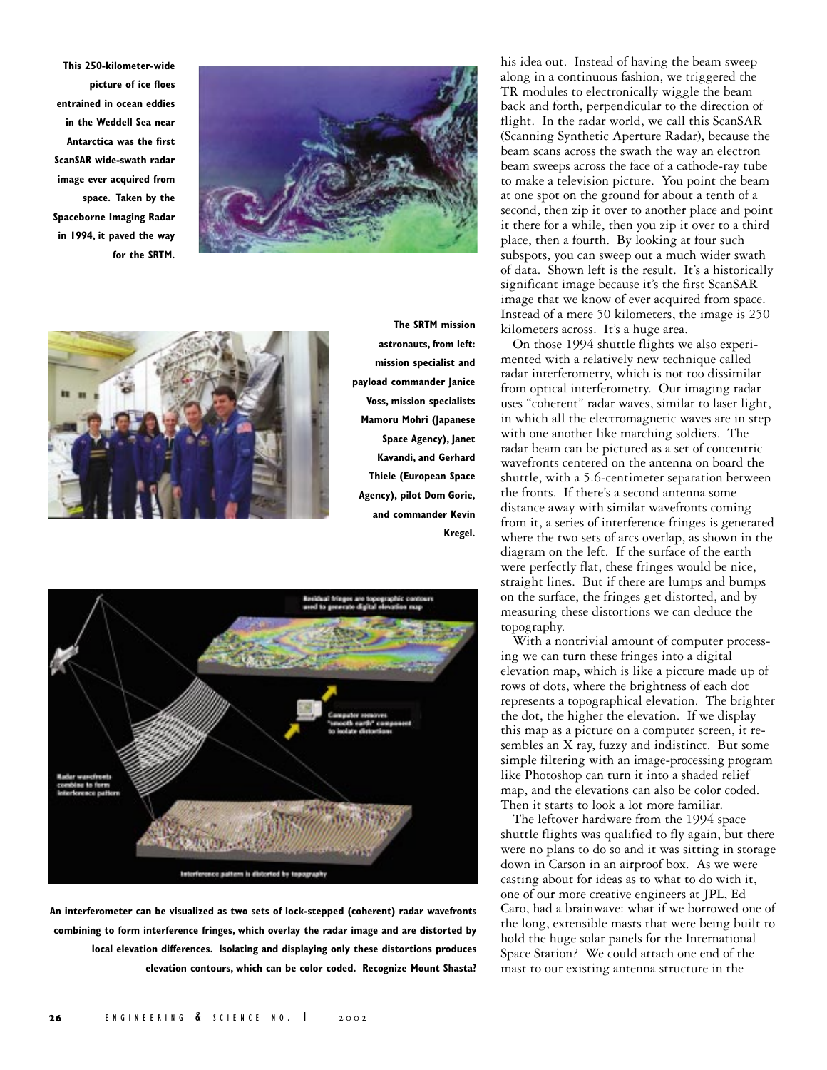**This 250-kilometer-wide picture of ice floes entrained in ocean eddies in the Weddell Sea near Antarctica was the first ScanSAR wide-swath radar image ever acquired from space. Taken by the Spaceborne Imaging Radar in 1994, it paved the way for the SRTM.**

**The SRTM mission astronauts, from left: mission specialist and payload commander Janice Voss, mission specialists Mamoru Mohri (Japanese Space Agency), Janet Kavandi, and Gerhard Thiele (European Space Agency), pilot Dom Gorie, and commander Kevin Kregel.**

**An interferometer can be visualized as two sets of lock-stepped (coherent) radar wavefronts combining to form interference fringes, which overlay the radar image and are distorted by local elevation differences. Isolating and displaying only these distortions produces elevation contours, which can be color coded. Recognize Mount Shasta?**

his idea out. Instead of having the beam sweep along in a continuous fashion, we triggered the TR modules to electronically wiggle the beam back and forth, perpendicular to the direction of flight. In the radar world, we call this ScanSAR (Scanning Synthetic Aperture Radar), because the beam scans across the swath the way an electron beam sweeps across the face of a cathode-ray tube to make a television picture. You point the beam at one spot on the ground for about a tenth of a second, then zip it over to another place and point it there for a while, then you zip it over to a third place, then a fourth. By looking at four such subspots, you can sweep out a much wider swath of data. Shown left is the result. It's a historically significant image because it's the first ScanSAR image that we know of ever acquired from space. Instead of a mere 50 kilometers, the image is 250 kilometers across. It's a huge area.

On those 1994 shuttle flights we also experimented with a relatively new technique called radar interferometry, which is not too dissimilar from optical interferometry. Our imaging radar uses "coherent" radar waves, similar to laser light, in which all the electromagnetic waves are in step with one another like marching soldiers. The radar beam can be pictured as a set of concentric wavefronts centered on the antenna on board the shuttle, with a 5.6-centimeter separation between the fronts. If there's a second antenna some distance away with similar wavefronts coming from it, a series of interference fringes is generated where the two sets of arcs overlap, as shown in the diagram on the left. If the surface of the earth were perfectly flat, these fringes would be nice, straight lines. But if there are lumps and bumps on the surface, the fringes get distorted, and by measuring these distortions we can deduce the topography.

With a nontrivial amount of computer processing we can turn these fringes into a digital elevation map, which is like a picture made up of rows of dots, where the brightness of each dot represents a topographical elevation. The brighter the dot, the higher the elevation. If we display this map as a picture on a computer screen, it resembles an X ray, fuzzy and indistinct. But some simple filtering with an image-processing program like Photoshop can turn it into a shaded relief map, and the elevations can also be color coded. Then it starts to look a lot more familiar.

The leftover hardware from the 1994 space shuttle flights was qualified to fly again, but there were no plans to do so and it was sitting in storage down in Carson in an airproof box. As we were casting about for ideas as to what to do with it, one of our more creative engineers at JPL, Ed Caro, had a brainwave: what if we borrowed one of the long, extensible masts that were being built to hold the huge solar panels for the International Space Station? We could attach one end of the mast to our existing antenna structure in the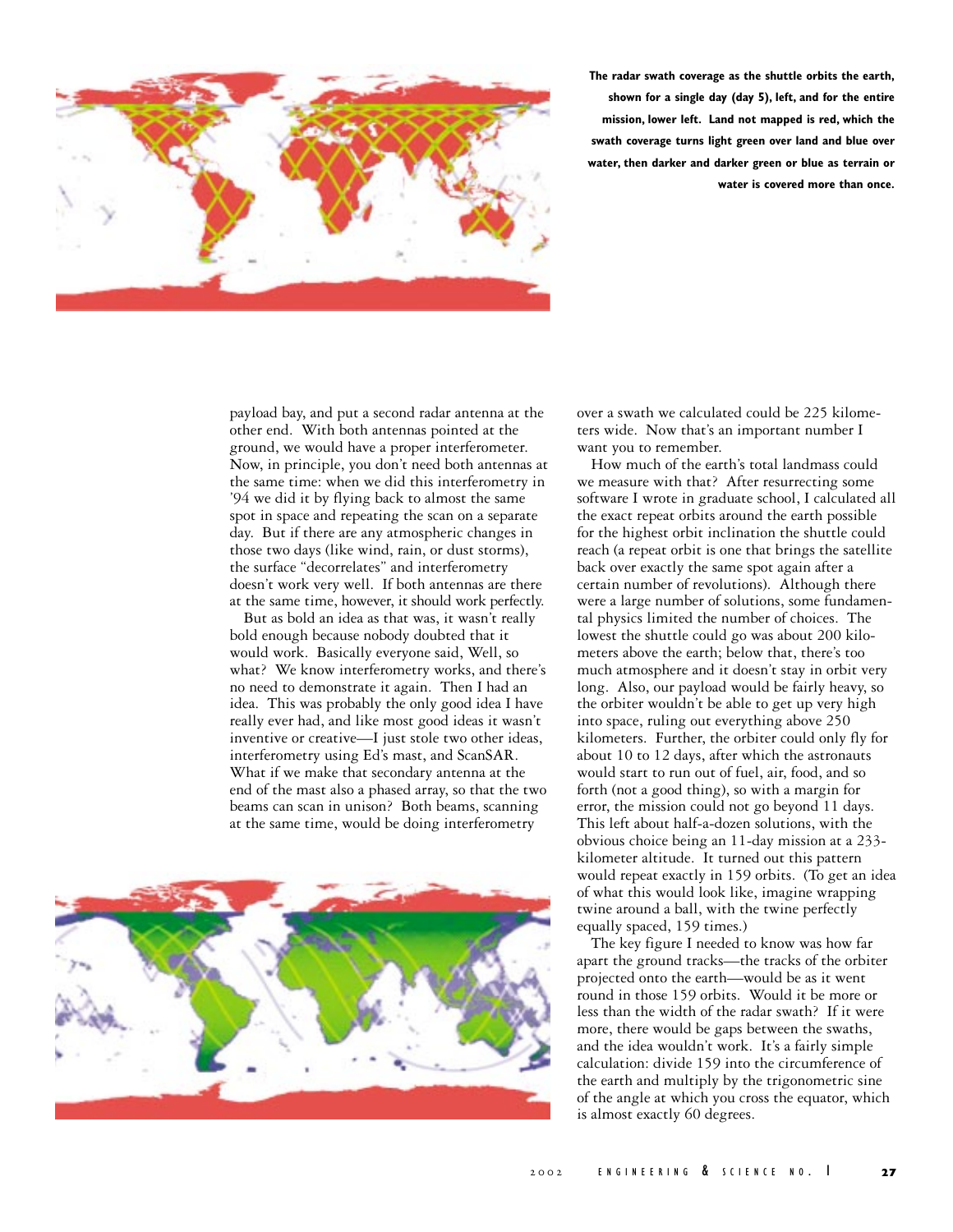**The radar swath coverage as the shuttle orbits the earth, shown for a single day (day 5), left, and for the entire mission, lower left. Land not mapped is red, which the swath coverage turns light green over land and blue over water, then darker and darker green or blue as terrain or water is covered more than once.**

payload bay, and put a second radar antenna at the other end. With both antennas pointed at the ground, we would have a proper interferometer. Now, in principle, you don't need both antennas at the same time: when we did this interferometry in '94 we did it by flying back to almost the same spot in space and repeating the scan on a separate day. But if there are any atmospheric changes in those two days (like wind, rain, or dust storms), the surface "decorrelates" and interferometry doesn't work very well. If both antennas are there at the same time, however, it should work perfectly.

But as bold an idea as that was, it wasn't really bold enough because nobody doubted that it would work. Basically everyone said, Well, so what? We know interferometry works, and there's no need to demonstrate it again. Then I had an idea. This was probably the only good idea I have really ever had, and like most good ideas it wasn't inventive or creative—I just stole two other ideas, interferometry using Ed's mast, and ScanSAR. What if we make that secondary antenna at the end of the mast also a phased array, so that the two beams can scan in unison? Both beams, scanning at the same time, would be doing interferometry over a swath we calculated could be 225 kilometers wide. Now that's an important number I want you to remember.

How much of the earth's total landmass could we measure with that? After resurrecting some software I wrote in graduate school, I calculated all the exact repeat orbits around the earth possible for the highest orbit inclination the shuttle could reach (a repeat orbit is one that brings the satellite back over exactly the same spot again after a certain number of revolutions). Although there were a large number of solutions, some fundamental physics limited the number of choices. The lowest the shuttle could go was about 200 kilometers above the earth; below that, there's too much atmosphere and it doesn't stay in orbit very long. Also, our payload would be fairly heavy, so the orbiter wouldn't be able to get up very high into space, ruling out everything above 250 kilometers. Further, the orbiter could only fly for about 10 to 12 days, after which the astronauts would start to run out of fuel, air, food, and so forth (not a good thing), so with a margin for error, the mission could not go beyond 11 days. This left about half-a-dozen solutions, with the obvious choice being an 11-day mission at a 233-kilometer altitude. It turned out this pattern would repeat exactly in 159 orbits. (To get an idea of what this would look like, imagine wrapping twine around a ball, with the twine perfectly equally spaced, 159 times.)

The key figure I needed to know was how far apart the ground tracks—the tracks of the orbiter projected onto the earth—would be as it went round in those 159 orbits. Would it be more or less than the width of the radar swath? If it were more, there would be gaps between the swaths, and the idea wouldn't work. It's a fairly simple calculation: divide 159 into the circumference of the earth and multiply by the trigonometric sine of the angle at which you cross the equator, which is almost exactly 60 degrees.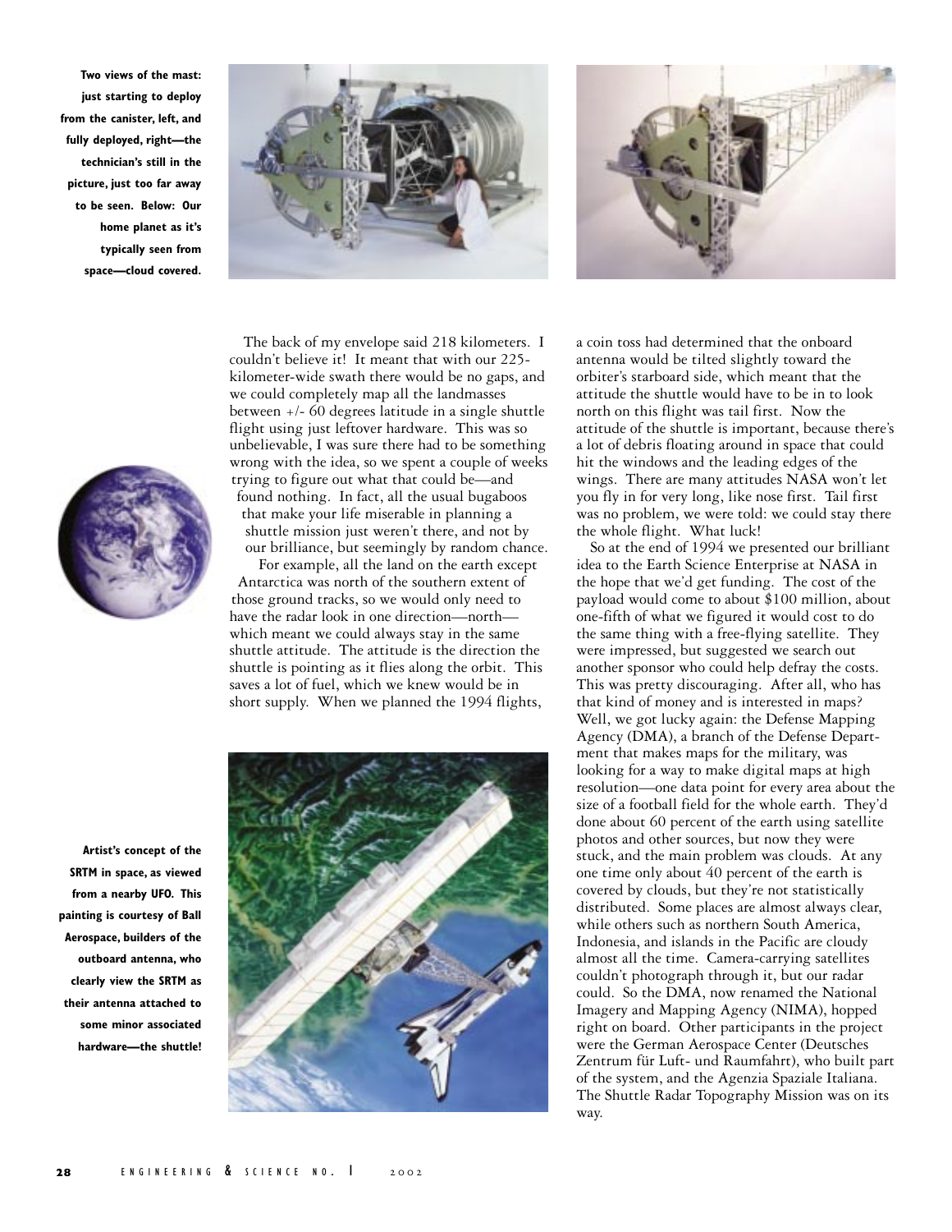**Two views of the mast: just starting to deploy from the canister, left, and fully deployed, right—the technician's still in the picture, just too far away to be seen. Below: Our home planet as it's typically seen from space—cloud covered.**

The back of my envelope said 218 kilometers. I couldn't believe it! It meant that with our 225-kilometer-wide swath there would be no gaps, and we could completely map all the landmasses between +/- 60 degrees latitude in a single shuttle flight using just leftover hardware. This was so unbelievable, I was sure there had to be something wrong with the idea, so we spent a couple of weeks trying to figure out what that could be—and found nothing. In fact, all the usual bugaboos that make your life miserable in planning a shuttle mission just weren't there, and not by our brilliance, but seemingly by random chance.

For example, all the land on the earth except Antarctica was north of the southern extent of those ground tracks, so we would only need to have the radar look in one direction—north—which meant we could always stay in the same shuttle attitude. The attitude is the direction the shuttle is pointing as it flies along the orbit. This saves a lot of fuel, which we knew would be in short supply. When we planned the 1994 flights, a coin toss had determined that the onboard antenna would be tilted slightly toward the orbiter's starboard side, which meant that the attitude the shuttle would have to be in to look north on this flight was tail first. Now the attitude of the shuttle is important, because there's a lot of debris floating around in space that could hit the windows and the leading edges of the wings. There are many attitudes NASA won't let you fly in for very long, like nose first. Tail first was no problem, we were told: we could stay there the whole flight. What luck!

So at the end of 1994 we presented our brilliant idea to the Earth Science Enterprise at NASA in the hope that we'd get funding. The cost of the payload would come to about $100 million, about one-fifth of what we figured it would cost to do the same thing with a free-flying satellite. They were impressed, but suggested we search out another sponsor who could help defray the costs. This was pretty discouraging. After all, who has that kind of money and is interested in maps? Well, we got lucky again: the Defense Mapping Agency (DMA), a branch of the Defense Department that makes maps for the military, was looking for a way to make digital maps at high resolution—one data point for every area about the size of a football field for the whole earth. They'd done about 60 percent of the earth using satellite photos and other sources, but now they were stuck, and the main problem was clouds. At any one time only about 40 percent of the earth is covered by clouds, but they're not statistically distributed. Some places are almost always clear, while others such as northern South America, Indonesia, and islands in the Pacific are cloudy almost all the time. Camera-carrying satellites couldn't photograph through it, but our radar could. So the DMA, now renamed the National Imagery and Mapping Agency (NIMA), hopped right on board. Other participants in the project were the German Aerospace Center (Deutsches Zentrum für Luft- und Raumfahrt), who built part of the system, and the Agenzia Spaziale Italiana. The Shuttle Radar Topography Mission was on its way.

**Artist's concept of the SRTM in space, as viewed from a nearby UFO. This painting is courtesy of Ball Aerospace, builders of the outboard antenna, who clearly view the SRTM as their antenna attached to some minor associated hardware—the shuttle!**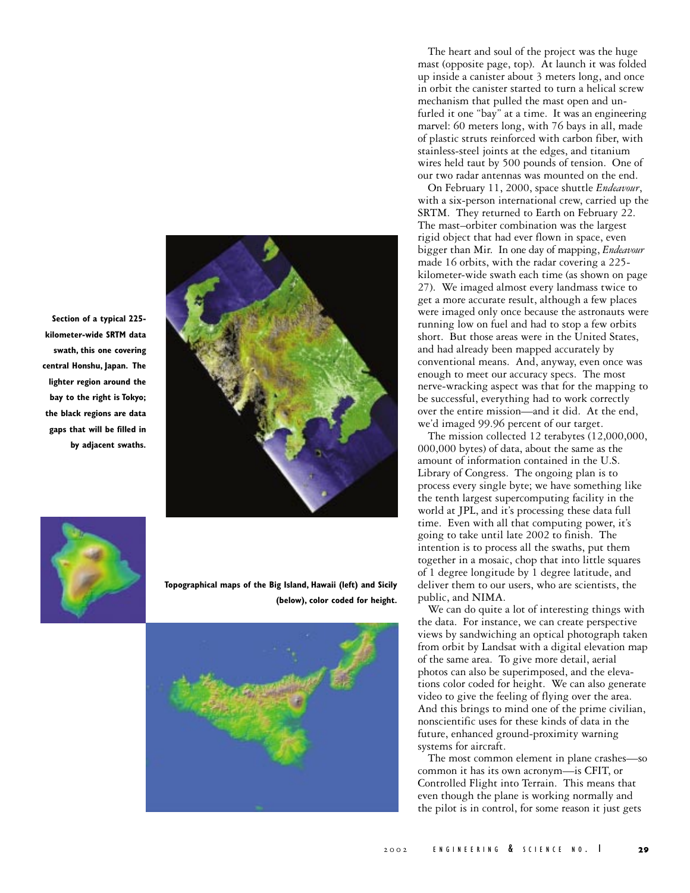Section of a typical 225-kilometer-wide SRTM data swath, this one covering central Honshu, Japan. The lighter region around the bay to the right is Tokyo; the black regions are data gaps that will be filled in by adjacent swaths.

Topographical maps of the Big Island, Hawaii (left) and Sicily (below), color coded for height.

The heart and soul of the project was the huge mast (opposite page, top). At launch it was folded up inside a canister about 3 meters long, and once in orbit the canister started to turn a helical screw mechanism that pulled the mast open and unfurled it one "bay" at a time. It was an engineering marvel: 60 meters long, with 76 bays in all, made of plastic struts reinforced with carbon fiber, with stainless-steel joints at the edges, and titanium wires held taut by 500 pounds of tension. One of our two radar antennas was mounted on the end.

On February 11, 2000, space shuttle *Endeavour*, with a six-person international crew, carried up the SRTM. They returned to Earth on February 22. The mast–orbiter combination was the largest rigid object that had ever flown in space, even bigger than Mir. In one day of mapping, *Endeavour* made 16 orbits, with the radar covering a 225-kilometer-wide swath each time (as shown on page 27). We imaged almost every landmass twice to get a more accurate result, although a few places were imaged only once because the astronauts were running low on fuel and had to stop a few orbits short. But those areas were in the United States, and had already been mapped accurately by conventional means. And, anyway, even once was enough to meet our accuracy specs. The most nerve-wracking aspect was that for the mapping to be successful, everything had to work correctly over the entire mission—and it did. At the end, we'd imaged 99.96 percent of our target.

The mission collected 12 terabytes (12,000,000,000,000,000 bytes) of data, about the same as the amount of information contained in the U.S. Library of Congress. The ongoing plan is to process every single byte; we have something like the tenth largest supercomputing facility in the world at JPL, and it's processing these data full time. Even with all that computing power, it's going to take until late 2002 to finish. The intention is to process all the swaths, put them together in a mosaic, chop that into little squares of 1 degree longitude by 1 degree latitude, and deliver them to our users, who are scientists, the public, and NIMA.

We can do quite a lot of interesting things with the data. For instance, we can create perspective views by sandwiching an optical photograph taken from orbit by Landsat with a digital elevation map of the same area. To give more detail, aerial photos can also be superimposed, and the elevations color coded for height. We can also generate video to give the feeling of flying over the area. And this brings to mind one of the prime civilian, nonscientific uses for these kinds of data in the future, enhanced ground-proximity warning systems for aircraft.

The most common element in plane crashes—so common it has its own acronym—is CFIT, or Controlled Flight into Terrain. This means that even though the plane is working normally and the pilot is in control, for some reason it just gets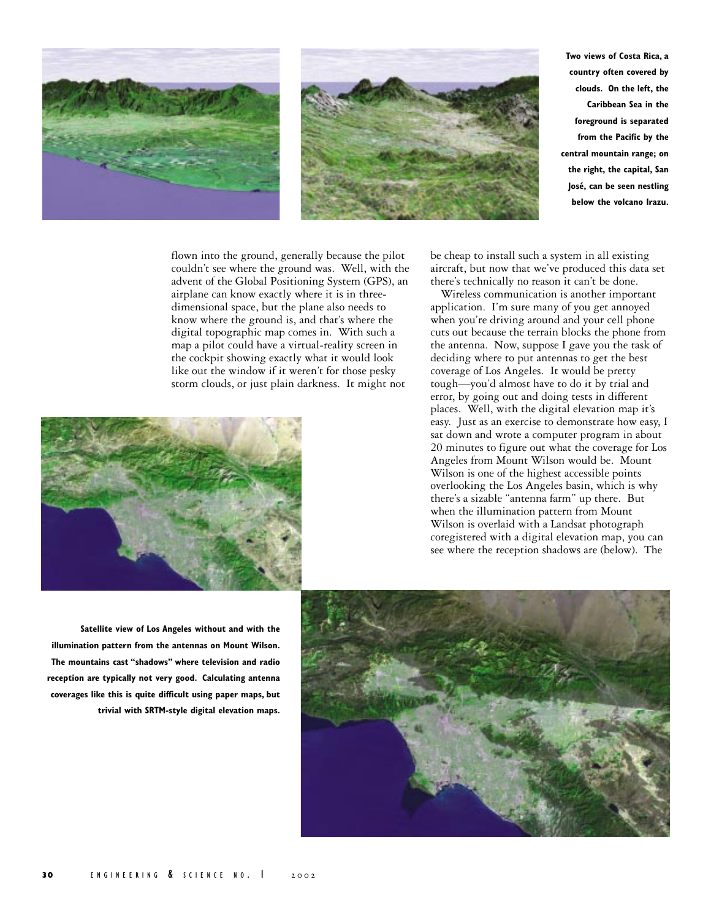Two views of Costa Rica, a country often covered by clouds. On the left, the Caribbean Sea in the foreground is separated from the Pacific by the central mountain range; on the right, the capital, San José, can be seen nestling below the volcano Irazu.

flown into the ground, generally because the pilot couldn't see where the ground was. Well, with the advent of the Global Positioning System (GPS), an airplane can know exactly where it is in three-dimensional space, but the plane also needs to know where the ground is, and that's where the digital topographic map comes in. With such a map a pilot could have a virtual-reality screen in the cockpit showing exactly what it would look like out the window if it weren't for those pesky storm clouds, or just plain darkness. It might not be cheap to install such a system in all existing aircraft, but now that we've produced this data set there's technically no reason it can't be done.

Wireless communication is another important application. I'm sure many of you get annoyed when you're driving around and your cell phone cuts out because the terrain blocks the phone from the antenna. Now, suppose I gave you the task of deciding where to put antennas to get the best coverage of Los Angeles. It would be pretty tough—you'd almost have to do it by trial and error, by going out and doing tests in different places. Well, with the digital elevation map it's easy. Just as an exercise to demonstrate how easy, I sat down and wrote a computer program in about 20 minutes to figure out what the coverage for Los Angeles from Mount Wilson would be. Mount Wilson is one of the highest accessible points overlooking the Los Angeles basin, which is why there's a sizable "antenna farm" up there. But when the illumination pattern from Mount Wilson is overlaid with a Landsat photograph coregistered with a digital elevation map, you can see where the reception shadows are (below). The

Satellite view of Los Angeles without and with the illumination pattern from the antennas on Mount Wilson. The mountains cast "shadows" where television and radio reception are typically not very good. Calculating antenna coverages like this is quite difficult using paper maps, but trivial with SRTM-style digital elevation maps.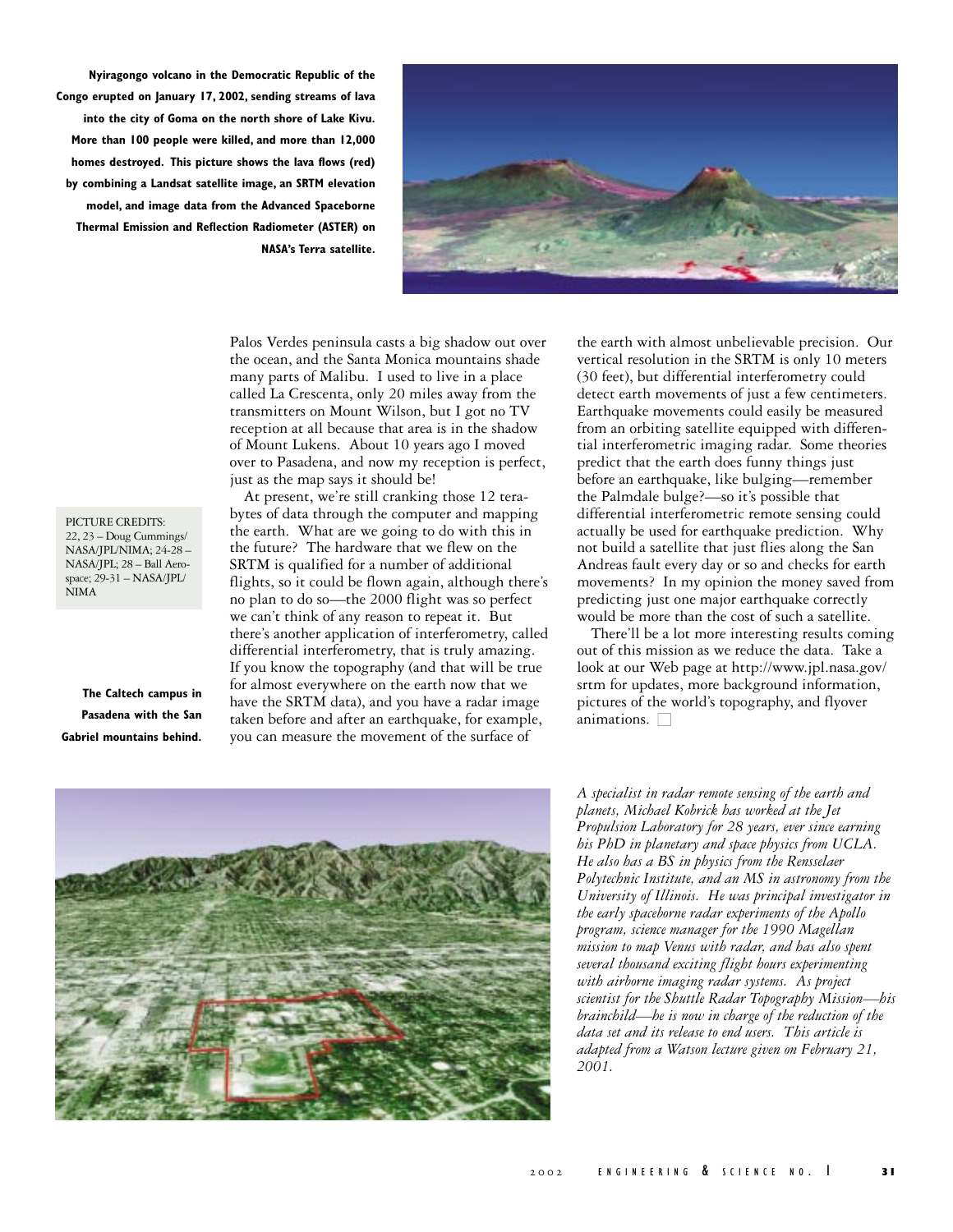**Nyiragongo volcano in the Democratic Republic of the Congo erupted on January 17, 2002, sending streams of lava into the city of Goma on the north shore of Lake Kivu. More than 100 people were killed, and more than 12,000 homes destroyed. This picture shows the lava flows (red) by combining a Landsat satellite image, an SRTM elevation model, and image data from the Advanced Spaceborne Thermal Emission and Reflection Radiometer (ASTER) on NASA's Terra satellite.**

Palos Verdes peninsula casts a big shadow out over the ocean, and the Santa Monica mountains shade many parts of Malibu. I used to live in a place called La Crescenta, only 20 miles away from the transmitters on Mount Wilson, but I got no TV reception at all because that area is in the shadow of Mount Lukens. About 10 years ago I moved over to Pasadena, and now my reception is perfect, just as the map says it should be!

At present, we're still cranking those 12 terabytes of data through the computer and mapping the earth. What are we going to do with this in the future? The hardware that we flew on the SRTM is qualified for a number of additional flights, so it could be flown again, although there's no plan to do so—the 2000 flight was so perfect we can't think of any reason to repeat it. But there's another application of interferometry, called differential interferometry, that is truly amazing. If you know the topography (and that will be true for almost everywhere on the earth now that we have the SRTM data), and you have a radar image taken before and after an earthquake, for example, you can measure the movement of the surface of the earth with almost unbelievable precision. Our vertical resolution in the SRTM is only 10 meters (30 feet), but differential interferometry could detect earth movements of just a few centimeters. Earthquake movements could easily be measured from an orbiting satellite equipped with differential interferometric imaging radar. Some theories predict that the earth does funny things just before an earthquake, like bulging—remember the Palmdale bulge?—so it's possible that differential interferometric remote sensing could actually be used for earthquake prediction. Why not build a satellite that just flies along the San Andreas fault every day or so and checks for earth movements? In my opinion the money saved from predicting just one major earthquake correctly would be more than the cost of such a satellite.

There'll be a lot more interesting results coming out of this mission as we reduce the data. Take a look at our Web page at http://www.jpl.nasa.gov/srtm for updates, more background information, pictures of the world's topography, and flyover animations. □

PICTURE CREDITS: 22, 23 – Doug Cummings/NASA/JPL/NIMA; 24-28 – NASA/JPL; 28 – Ball Aerospace; 29-31 – NASA/JPL/NIMA

**The Caltech campus in Pasadena with the San Gabriel mountains behind.**

*A specialist in radar remote sensing of the earth and planets, Michael Kobrick has worked at the Jet Propulsion Laboratory for 28 years, ever since earning his PhD in planetary and space physics from UCLA. He also has a BS in physics from the Rensselaer Polytechnic Institute, and an MS in astronomy from the University of Illinois. He was principal investigator in the early spaceborne radar experiments of the Apollo program, science manager for the 1990 Magellan mission to map Venus with radar, and has also spent several thousand exciting flight hours experimenting with airborne imaging radar systems. As project scientist for the Shuttle Radar Topography Mission—his brainchild—he is now in charge of the reduction of the data set and its release to end users. This article is adapted from a Watson lecture given on February 21, 2001.*